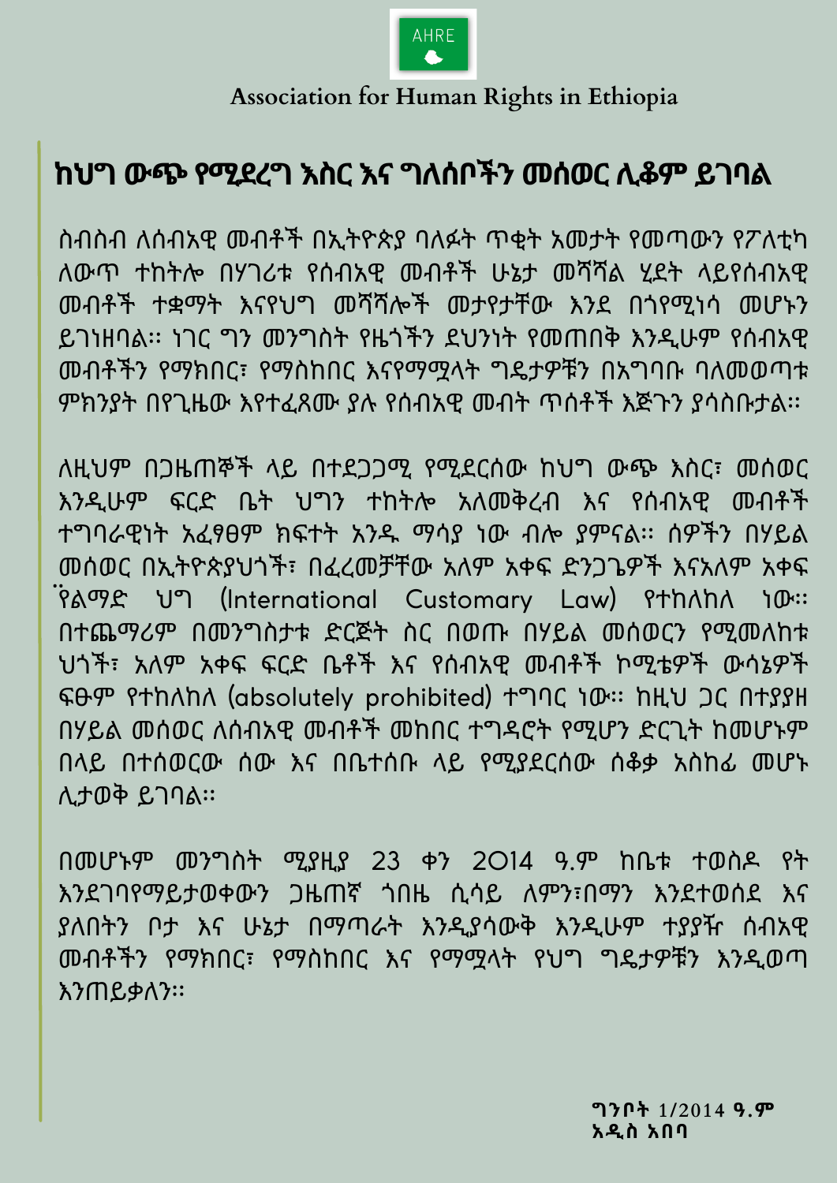AHRE

Association for Human Rights in Ethiopia

# ከህግ ውጭ የሚደረግ እስር እና ግለሰቦችን መሰወር ሊቆም ይገባል

ስብስብ ለሰብአዊ መብቶች በኢትዮጵያ ባለፉት ጥቂት አመታት የመጣውን የፖለቲካ ለውጥ ተከትሎ በሃገሪቱ የሰብአዊ መብቶች ሁኔታ መሻሻል ሂደት ላይየሰብአዊ መብቶች ተቋማት እናየህግ መሻሻሎች መታየታቸው እንደ በጎየሚነሳ መሆኑን ይገነዘባል። ነገር ግን መንግስት የዜጎችን ደህንነት የመጠበቅ እንዲሁም የሰብአዊ መብቶችን የማክበር፣ የማስከበር እናየማሟላት ግዴታዎቹን በአግባቡ ባለመወጣቱ ምክንያት በየጊዜው እየተፈጸሙ ያሉ የሰብአዊ መብት ጥሰቶች እጅጉን ያሳስቡታል።

ለዚህም በጋዜጠኞች ላይ በተደጋጋሚ የሚደርሰው ከህግ ውጭ እስር፣ መሰወር እንዲሁም ፍርድ ቤት ህግን ተከትሎ አለመቅረብ እና የሰብአዊ መብቶች ተግባራዊነት አፈፃፀም ክፍተት አንዱ ማሳያ ነው ብሎ ያምናል። ሰዎችን በሃይል መሰወር በኢትዮጵያህጎች፣ በፈረመቻቸው አለም አቀፍ ድንጋጌዎች እናአለም አቀፍ የልማድ ህግ (International Customary Law) የተከለከለ ነው። በተጨማሪም በመንግስታቱ ድርጅት ስር በወጡ በሃይል መሰወርን የሚመለከቱ ህጎች፣ አለም አቀፍ ፍርድ ቤቶች እና የሰብአዊ መብቶች ኮሚቴዎች ውሳኔዎች ፍፁም የተከለከለ (absolutely prohibited) ተግባር ነው። ከዚህ ጋር በተያያዘ በሃይል መሰወር ለሰብአዊ መብቶች መከበር ተግዳሮት የሚሆን ድርጊት ከመሆኑም በላይ በተሰወርው ሰው እና በቤተሰቡ ላይ የሚያደርሰው ሰቆቃ አስከፊ መሆኑ ሊታወቅ ይገባል።

በመሆኑም መንግስት ሚያዚያ 23 ቀን 2014 ዓ.ም ከቤቱ ተወስዶ የት እንደገባየማይታወቀውን ጋዜጠኛ ጎበዜ ሲሳይ ለምን፣በማን እንደተወሰደ እና ያለበትን ቦታ እና ሁኔታ በማጣራት እንዲያሳውቅ እንዲሁም ተያያዥ ሰብአዊ መብቶችን የማክበር፣ የማስከበር እና የማሟላት የህግ ግዴታዎቹን እንዲወጣ እንጠይቃለን።

**ግንቦት** 1/2014 **ዓ.ም**
**አዲስ አበባ**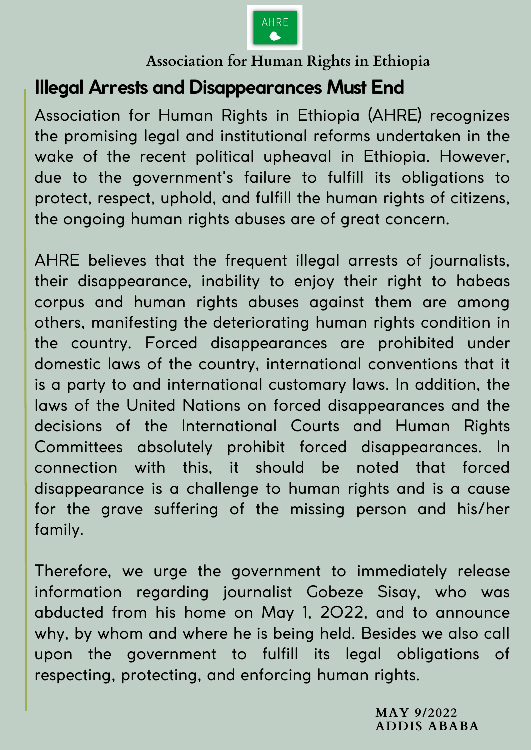AHRE

Association for Human Rights in Ethiopia

## Illegal Arrests and Disappearances Must End

Association for Human Rights in Ethiopia (AHRE) recognizes the promising legal and institutional reforms undertaken in the wake of the recent political upheaval in Ethiopia. However, due to the government's failure to fulfill its obligations to protect, respect, uphold, and fulfill the human rights of citizens, the ongoing human rights abuses are of great concern.

AHRE believes that the frequent illegal arrests of journalists, their disappearance, inability to enjoy their right to habeas corpus and human rights abuses against them are among others, manifesting the deteriorating human rights condition in the country. Forced disappearances are prohibited under domestic laws of the country, international conventions that it is a party to and international customary laws. In addition, the laws of the United Nations on forced disappearances and the decisions of the International Courts and Human Rights Committees absolutely prohibit forced disappearances. In connection with this, it should be noted that forced disappearance is a challenge to human rights and is a cause for the grave suffering of the missing person and his/her family.

Therefore, we urge the government to immediately release information regarding journalist Gobeze Sisay, who was abducted from his home on May 1, 2022, and to announce why, by whom and where he is being held. Besides we also call upon the government to fulfill its legal obligations of respecting, protecting, and enforcing human rights.

**MAY 9/2022**
**ADDIS ABABA**